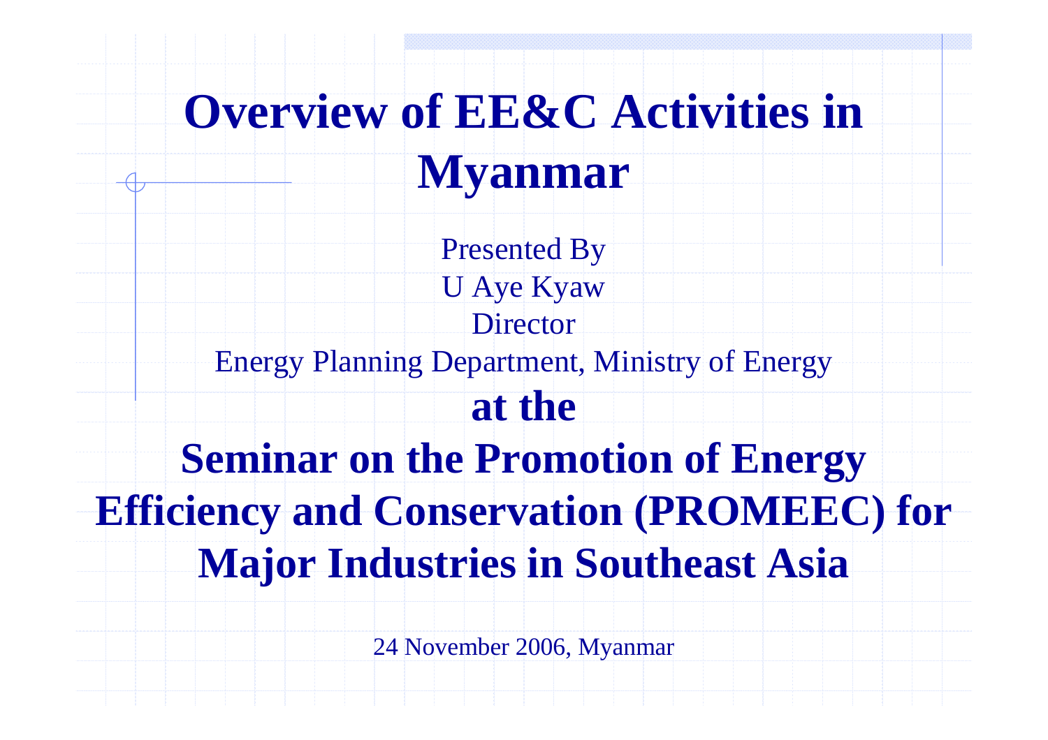# Overview of EE&C Activities in Myanmar

Presented By

U Aye Kyaw

Director

Energy Planning Department, Ministry of Energy

**at the**

**Seminar on the Promotion of Energy Efficiency and Conservation (PROMEEC) for Major Industries in Southeast Asia**

24 November 2006, Myanmar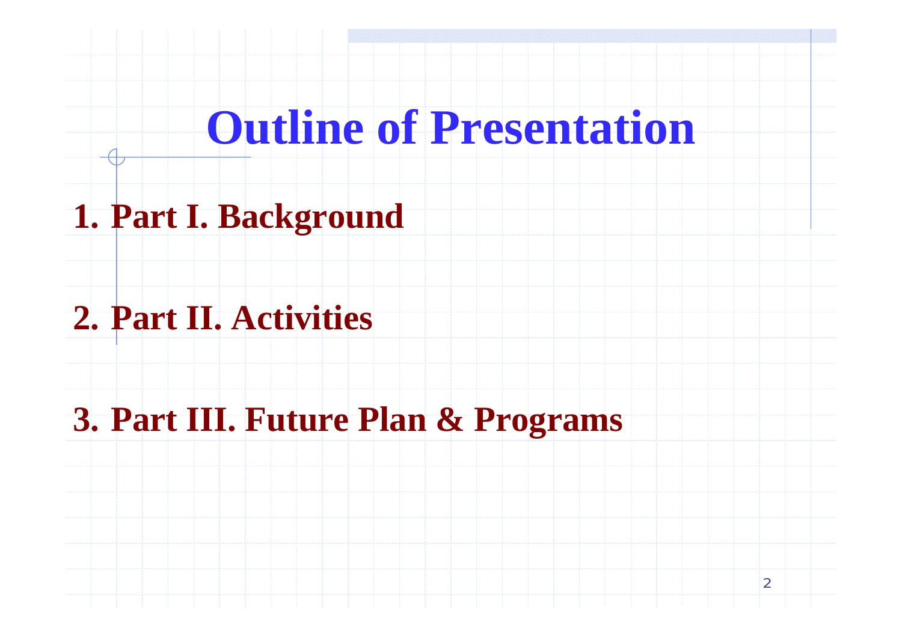# Outline of Presentation

1. Part I. Background

2. Part II. Activities

3. Part III. Future Plan & Programs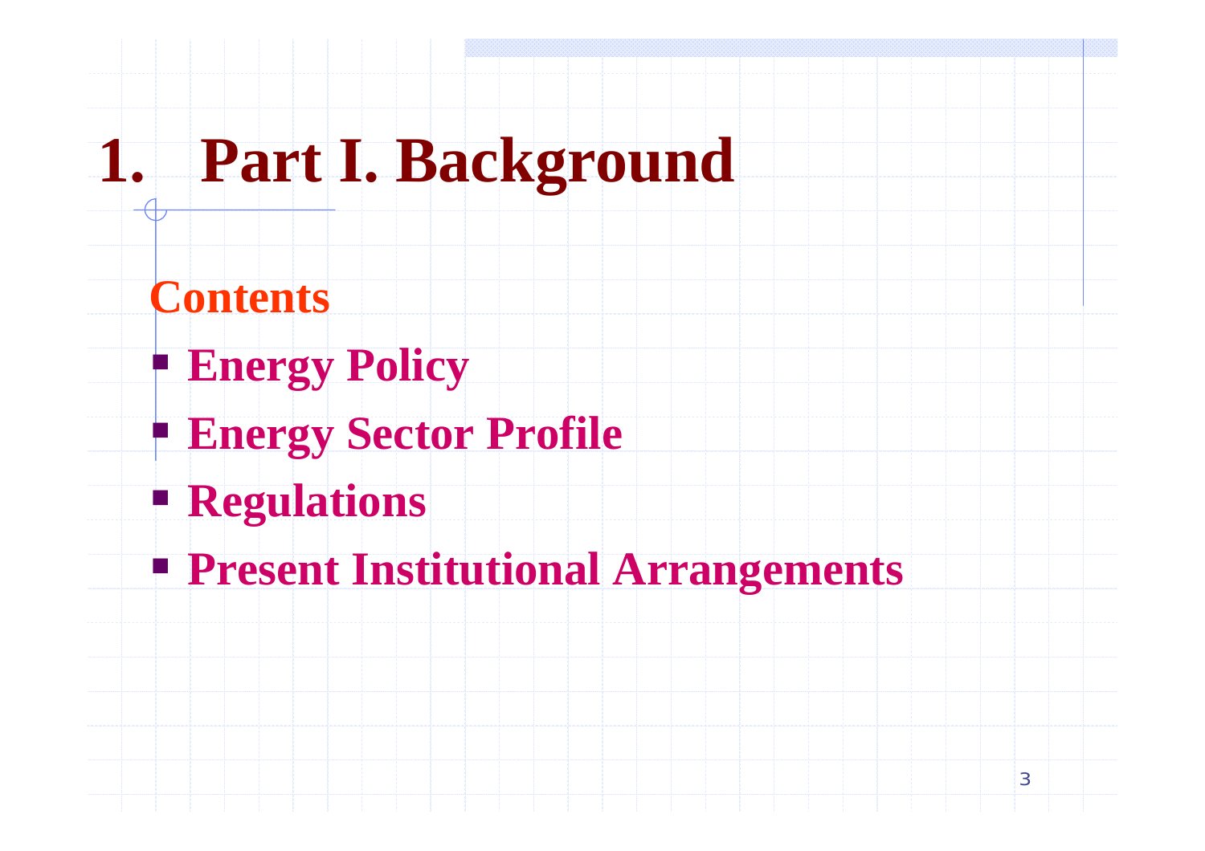# 1. Part I. Background

**Contents**

- **Energy Policy**
- **Energy Sector Profile**
- **Regulations**
- **Present Institutional Arrangements**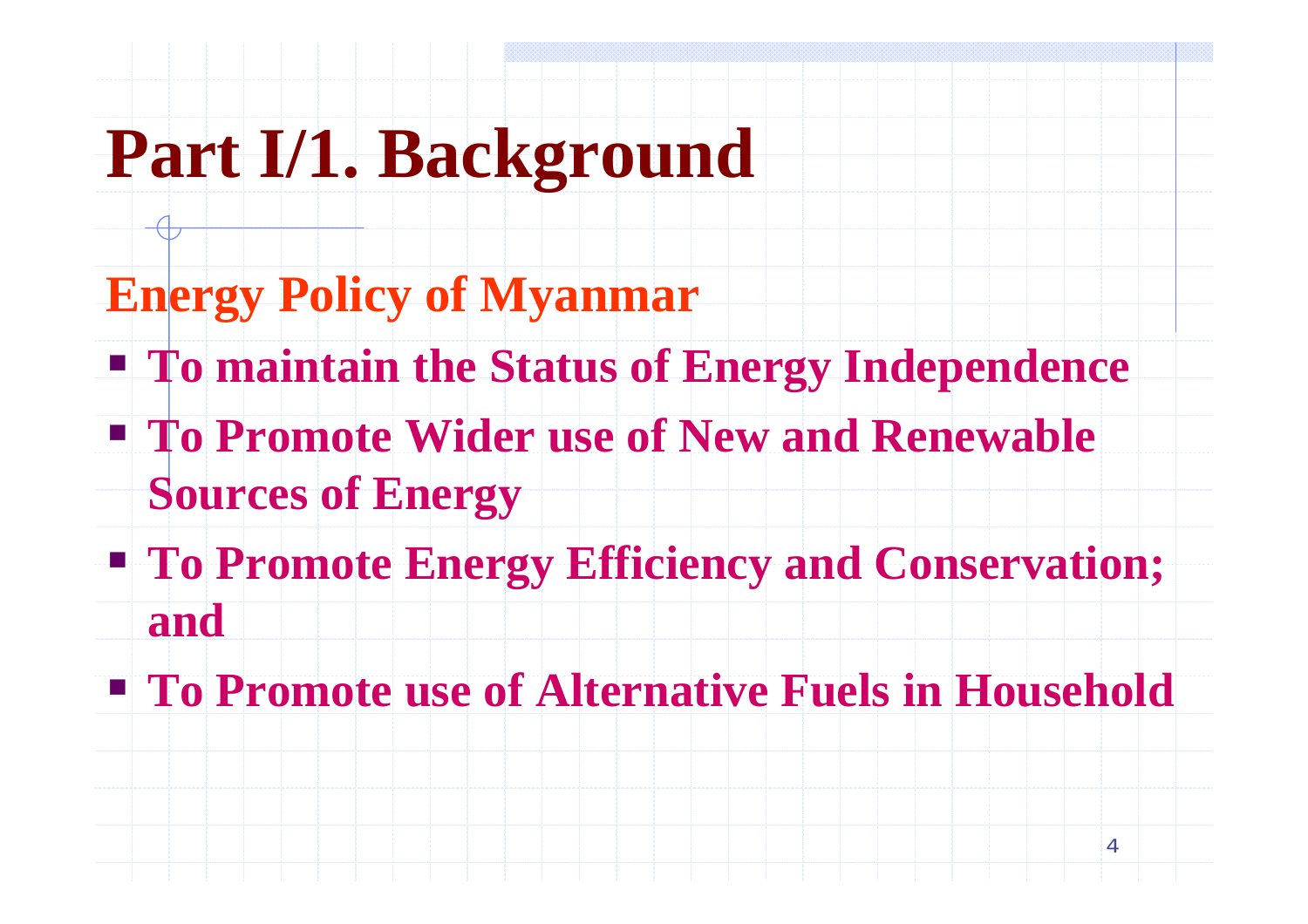# Part I/1. Background

## Energy Policy of Myanmar

- **To maintain the Status of Energy Independence**
- **To Promote Wider use of New and Renewable Sources of Energy**
- **To Promote Energy Efficiency and Conservation; and**
- **To Promote use of Alternative Fuels in Household**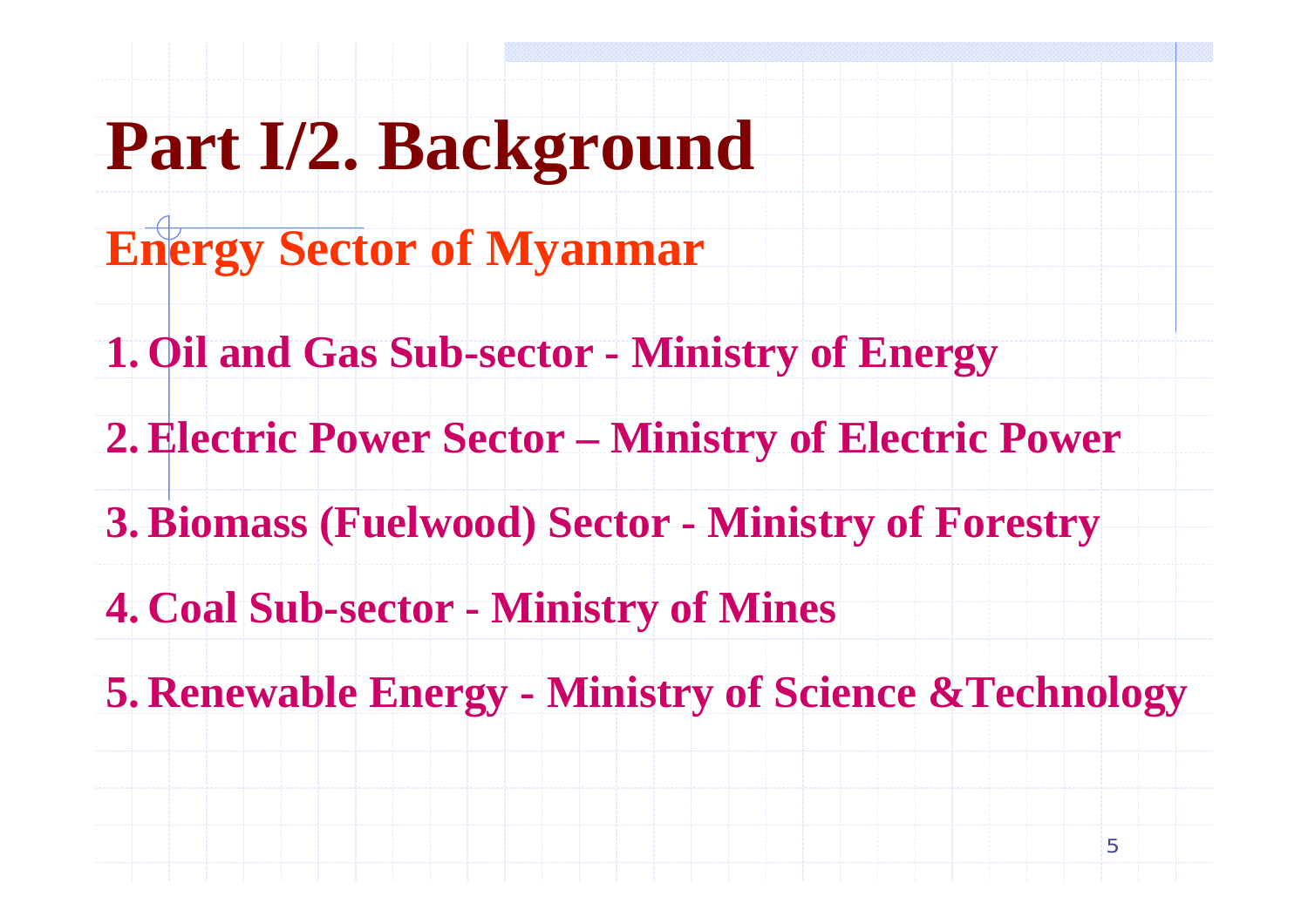# Part I/2. Background

## Energy Sector of Myanmar

1. Oil and Gas Sub-sector - Ministry of Energy
2. Electric Power Sector – Ministry of Electric Power
3. Biomass (Fuelwood) Sector - Ministry of Forestry
4. Coal Sub-sector - Ministry of Mines
5. Renewable Energy - Ministry of Science &Technology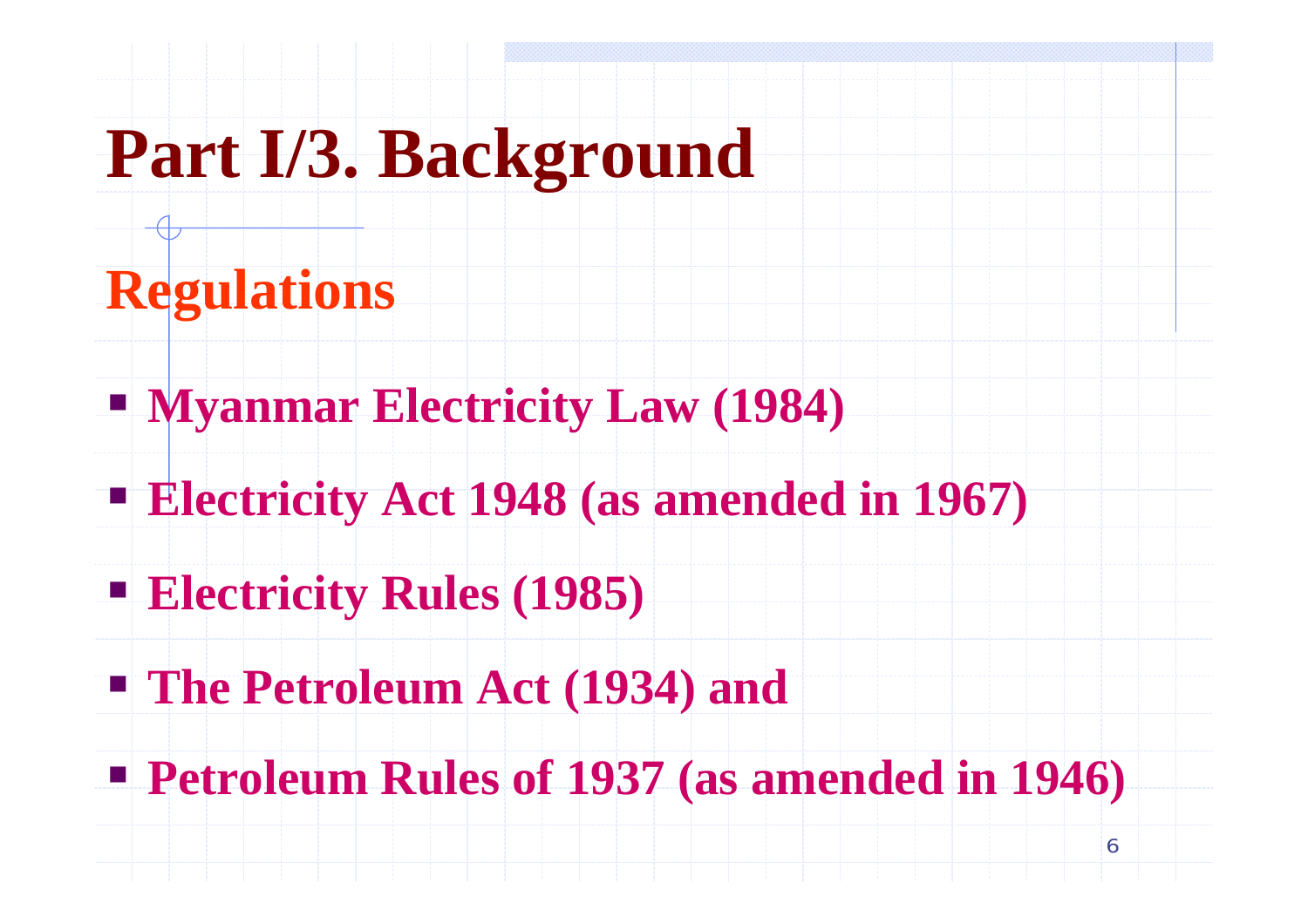# Part I/3. Background

## Regulations

- **Myanmar Electricity Law (1984)**
- **Electricity Act 1948 (as amended in 1967)**
- **Electricity Rules (1985)**
- **The Petroleum Act (1934) and**
- **Petroleum Rules of 1937 (as amended in 1946)**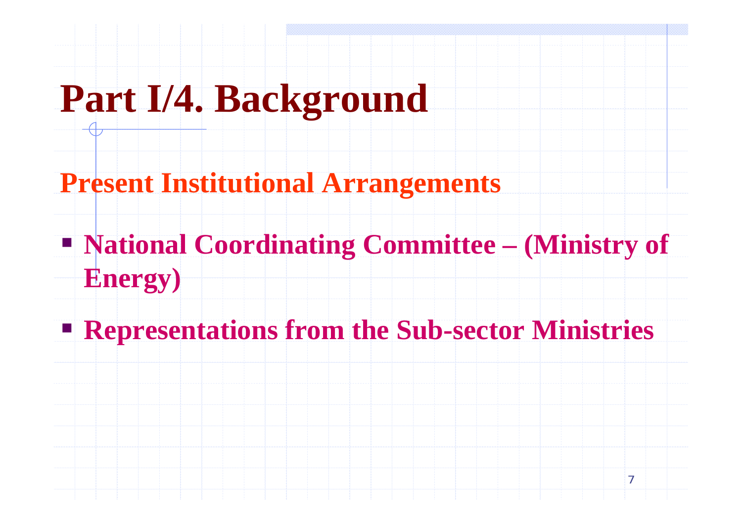# Part I/4. Background

## Present Institutional Arrangements

- **National Coordinating Committee – (Ministry of Energy)**
- **Representations from the Sub-sector Ministries**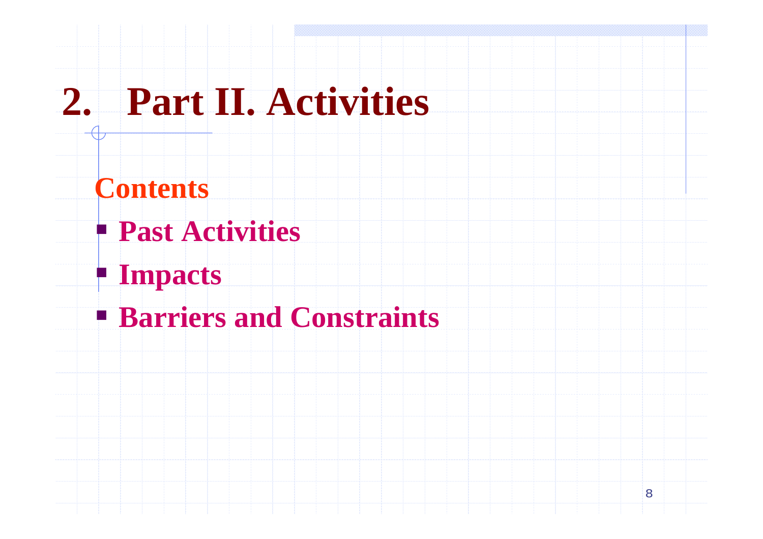# 2. Part II. Activities

**Contents**

- **Past Activities**
- **Impacts**
- **Barriers and Constraints**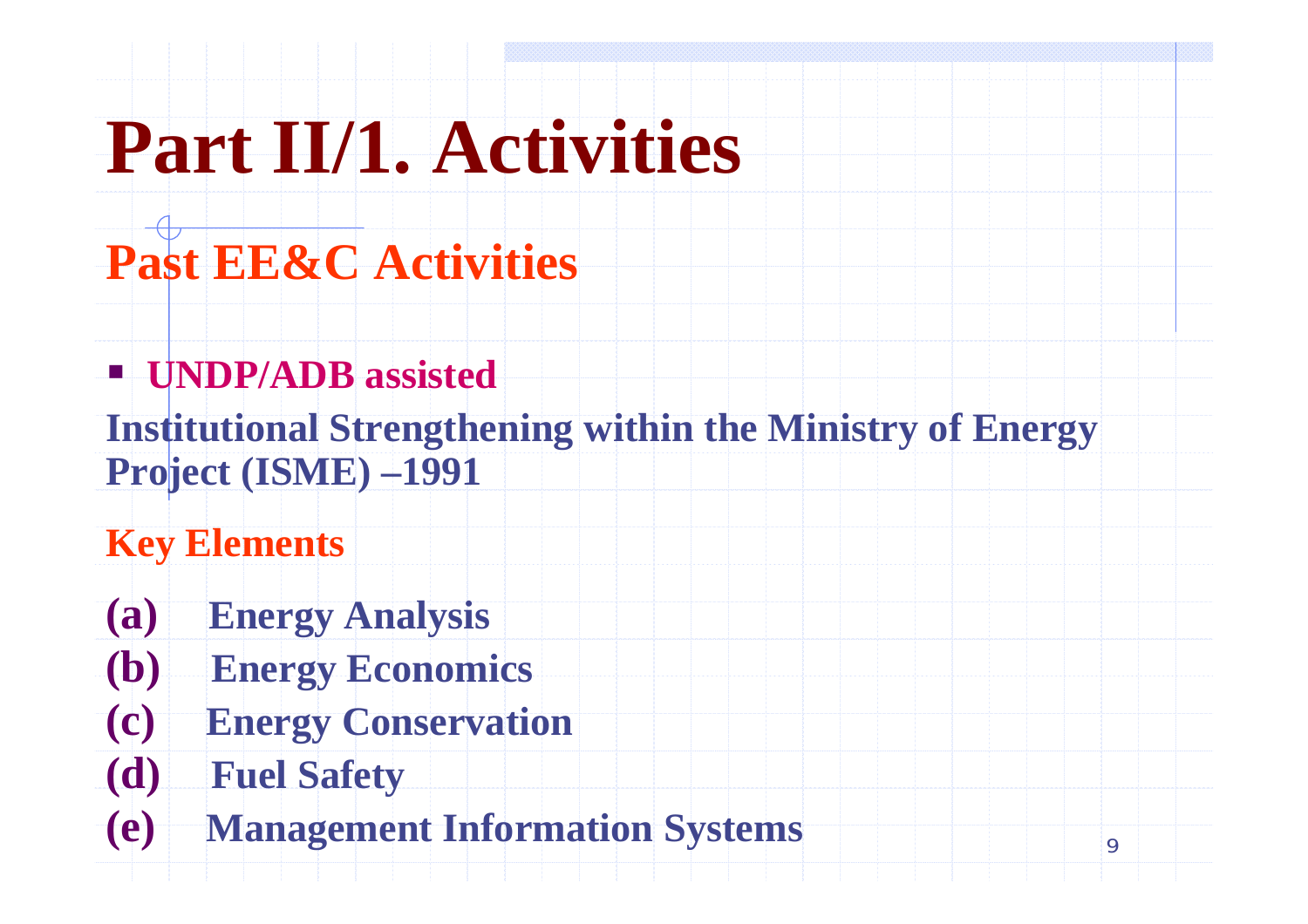# Part II/1. Activities

## Past EE&C Activities

- **UNDP/ADB assisted**

**Institutional Strengthening within the Ministry of Energy Project (ISME) –1991**

**Key Elements**

**(a) Energy Analysis**
**(b) Energy Economics**
**(c) Energy Conservation**
**(d) Fuel Safety**
**(e) Management Information Systems**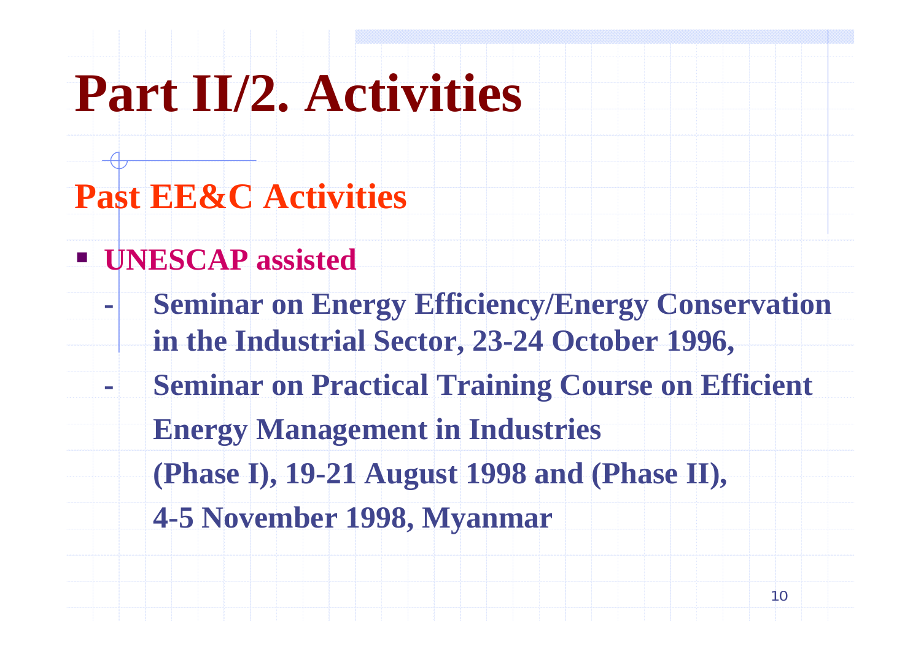# Part II/2. Activities

## Past EE&C Activities

- **UNESCAP assisted**
  - **Seminar on Energy Efficiency/Energy Conservation in the Industrial Sector, 23-24 October 1996,**
  - **Seminar on Practical Training Course on Efficient Energy Management in Industries (Phase I), 19-21 August 1998 and (Phase II), 4-5 November 1998, Myanmar**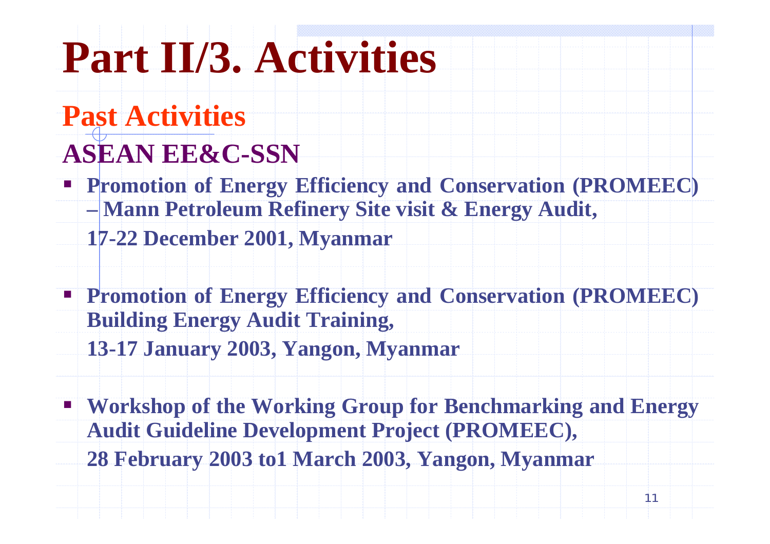# Part II/3. Activities

## Past Activities

### ASEAN EE&C-SSN

- **Promotion of Energy Efficiency and Conservation (PROMEEC) – Mann Petroleum Refinery Site visit & Energy Audit,**
  **17-22 December 2001, Myanmar**

- **Promotion of Energy Efficiency and Conservation (PROMEEC) Building Energy Audit Training,**
  **13-17 January 2003, Yangon, Myanmar**

- **Workshop of the Working Group for Benchmarking and Energy Audit Guideline Development Project (PROMEEC),**
  **28 February 2003 to1 March 2003, Yangon, Myanmar**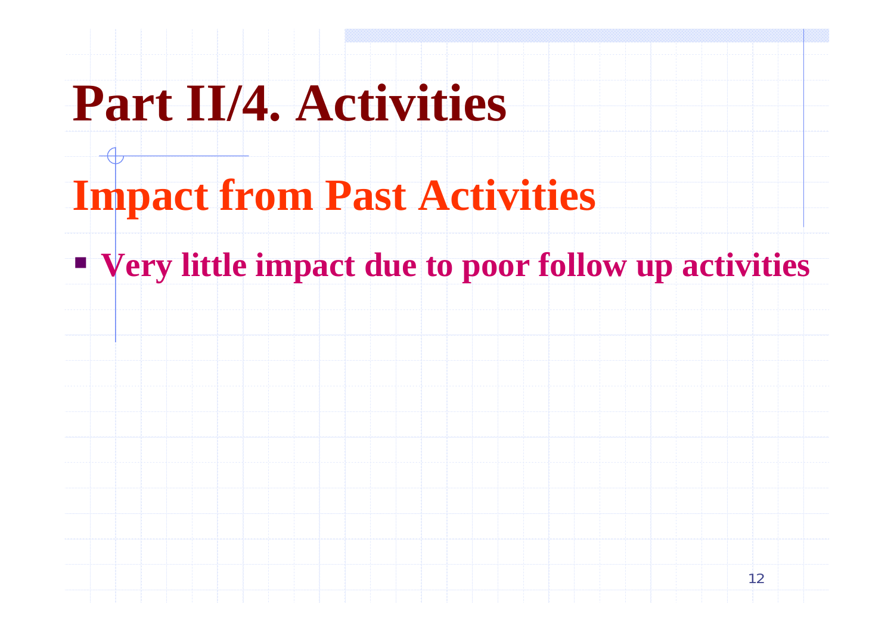# Part II/4. Activities

## Impact from Past Activities

- **Very little impact due to poor follow up activities**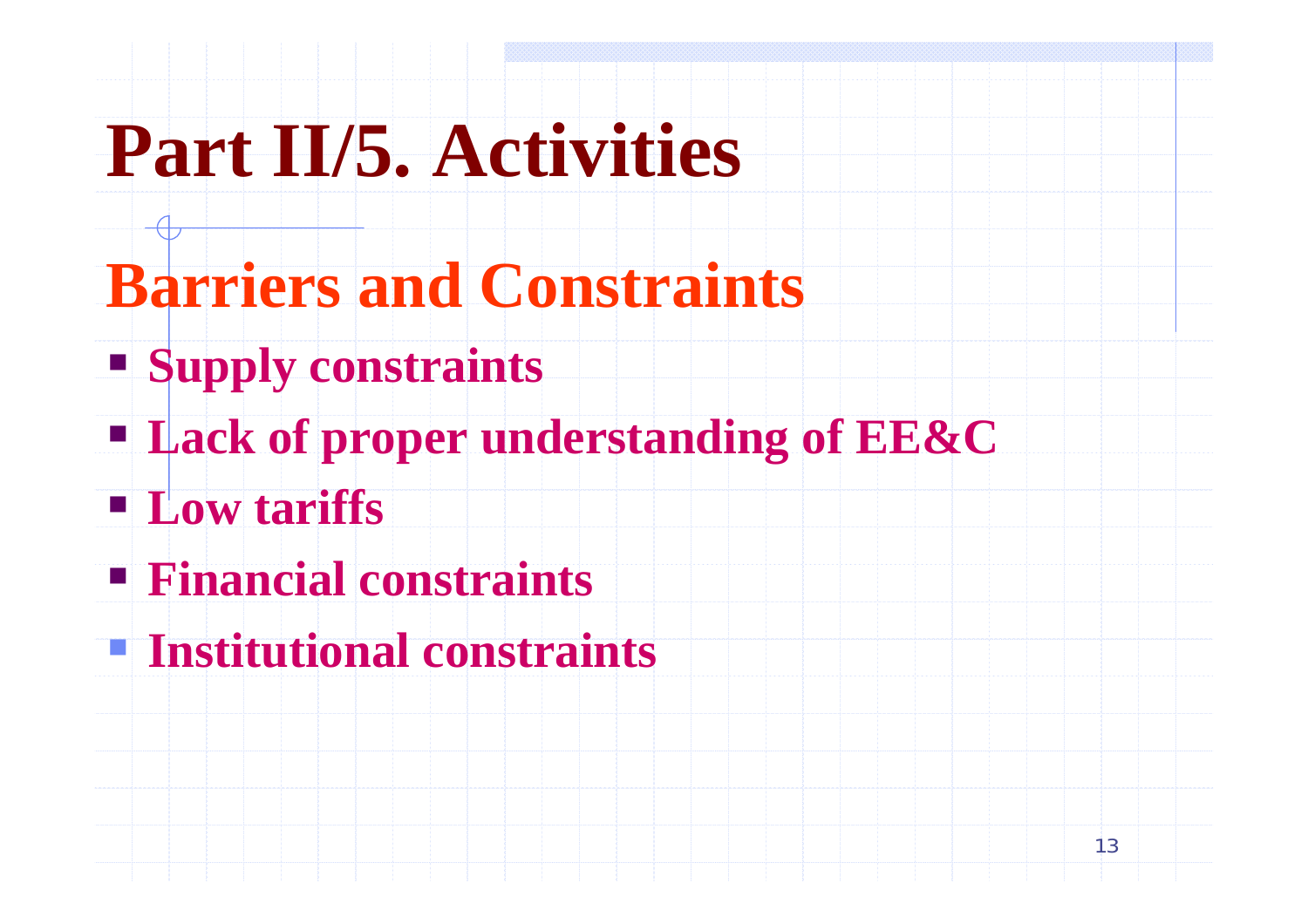# Part II/5. Activities

## Barriers and Constraints

- Supply constraints
- Lack of proper understanding of EE&C
- Low tariffs
- Financial constraints
- Institutional constraints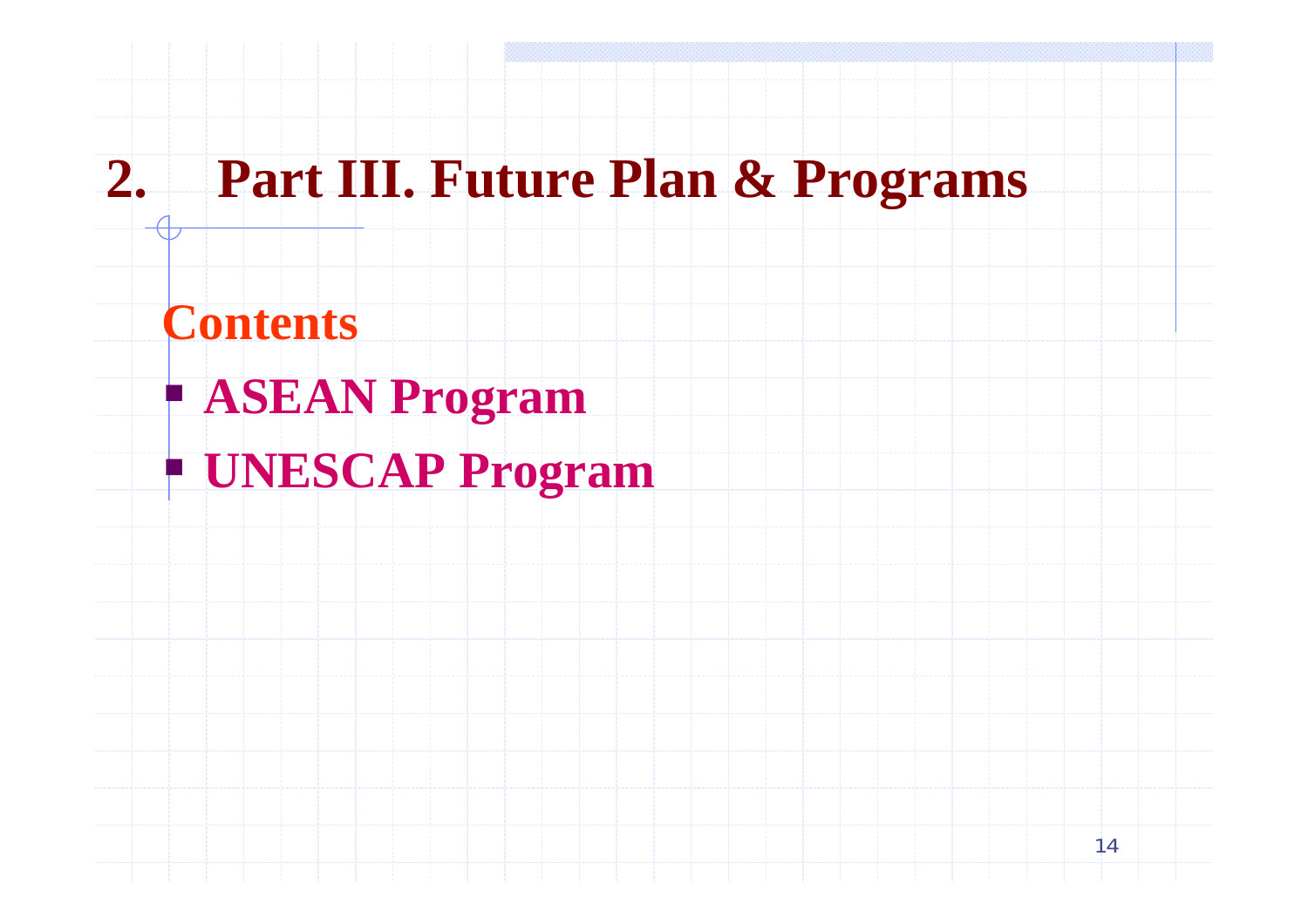# 2. Part III. Future Plan & Programs

## Contents

- **ASEAN Program**
- **UNESCAP Program**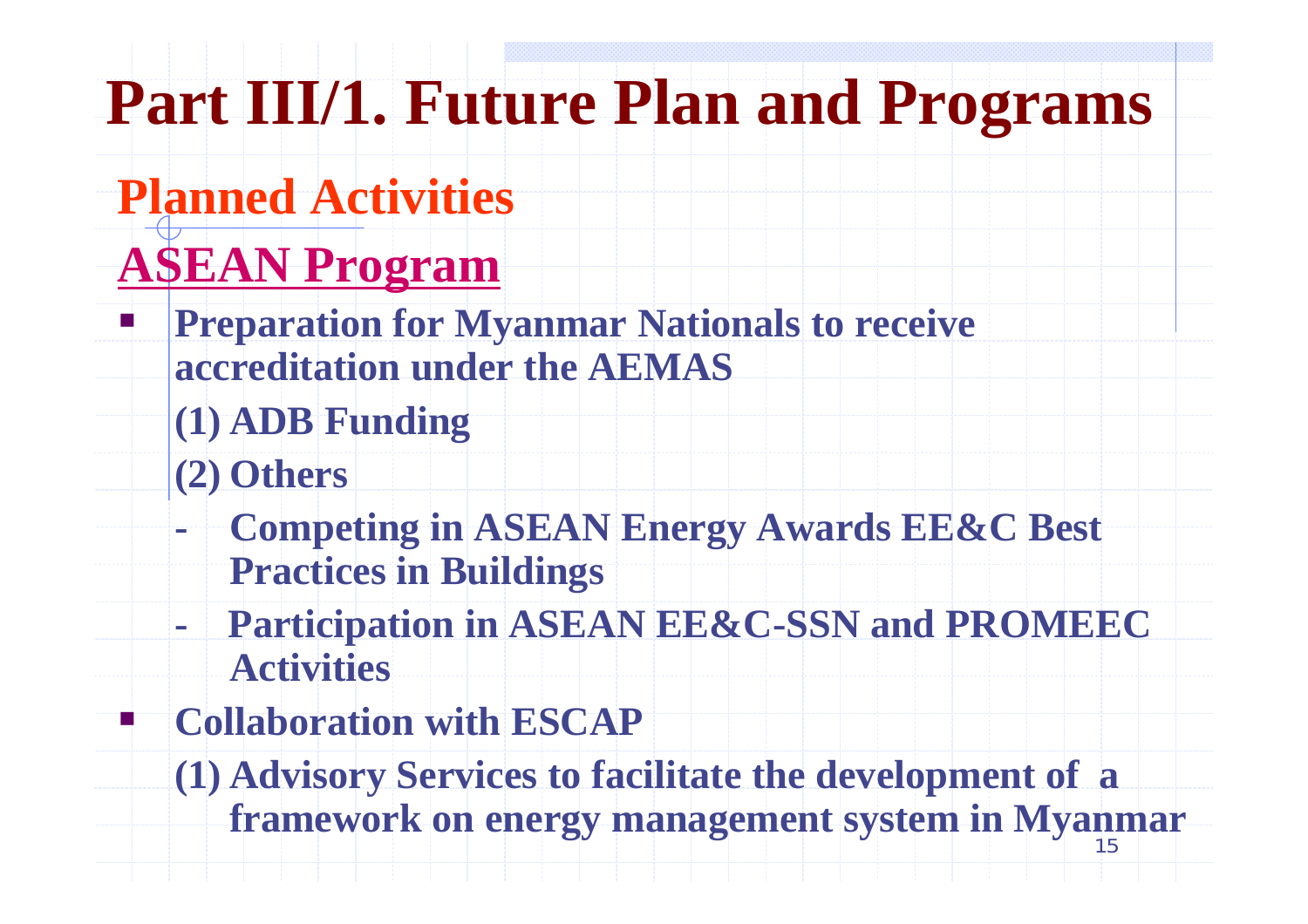# Part III/1. Future Plan and Programs

## Planned Activities

## ASEAN Program

- **Preparation for Myanmar Nationals to receive accreditation under the AEMAS**

  **(1) ADB Funding**

  **(2) Others**

  - **Competing in ASEAN Energy Awards EE&C Best Practices in Buildings**
  - **Participation in ASEAN EE&C-SSN and PROMEEC Activities**

- **Collaboration with ESCAP**

  **(1) Advisory Services to facilitate the development of a framework on energy management system in Myanmar**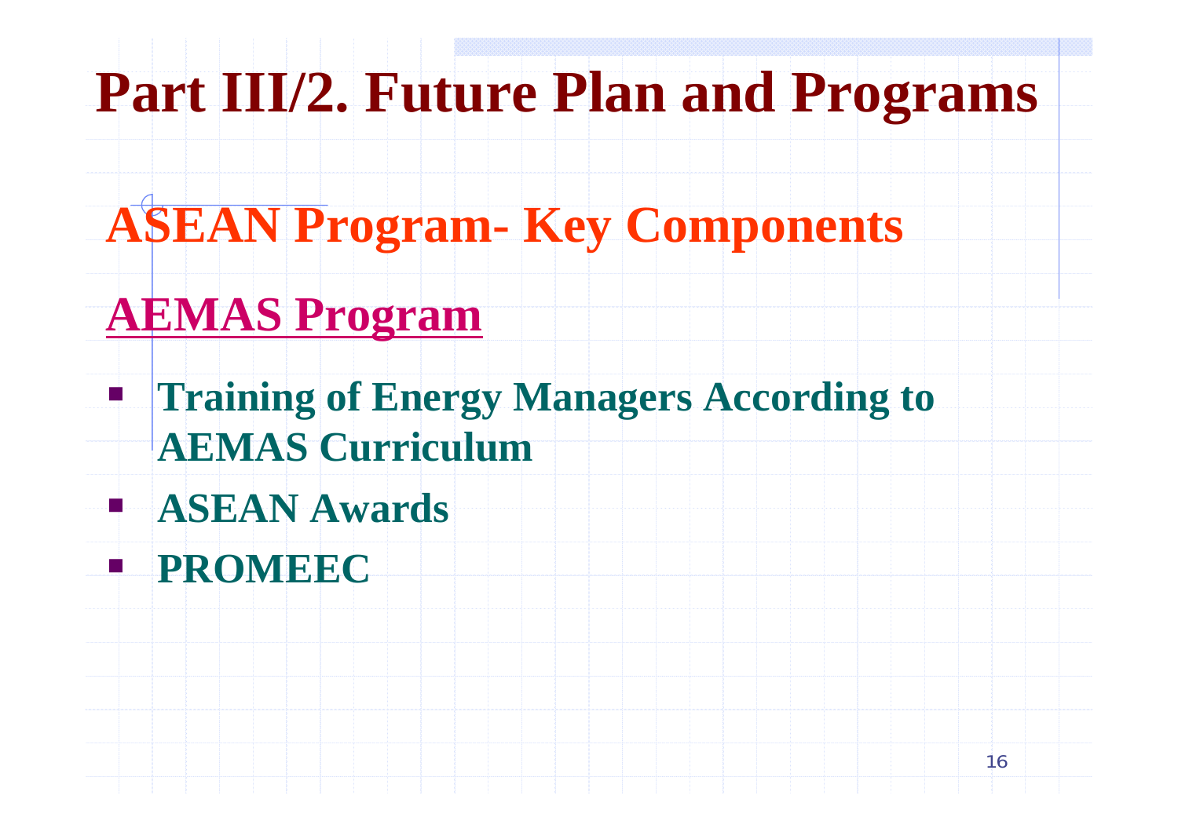# Part III/2. Future Plan and Programs

## ASEAN Program- Key Components

### AEMAS Program

- **Training of Energy Managers According to AEMAS Curriculum**
- **ASEAN Awards**
- **PROMEEC**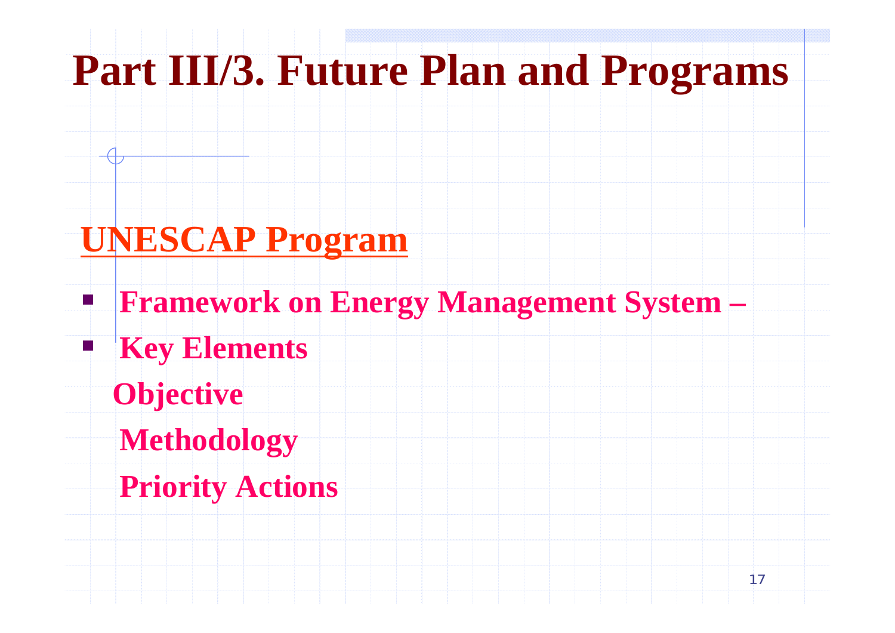# Part III/3. Future Plan and Programs

## UNESCAP Program

- **Framework on Energy Management System –**
- **Key Elements**

  **Objective**

  **Methodology**

  **Priority Actions**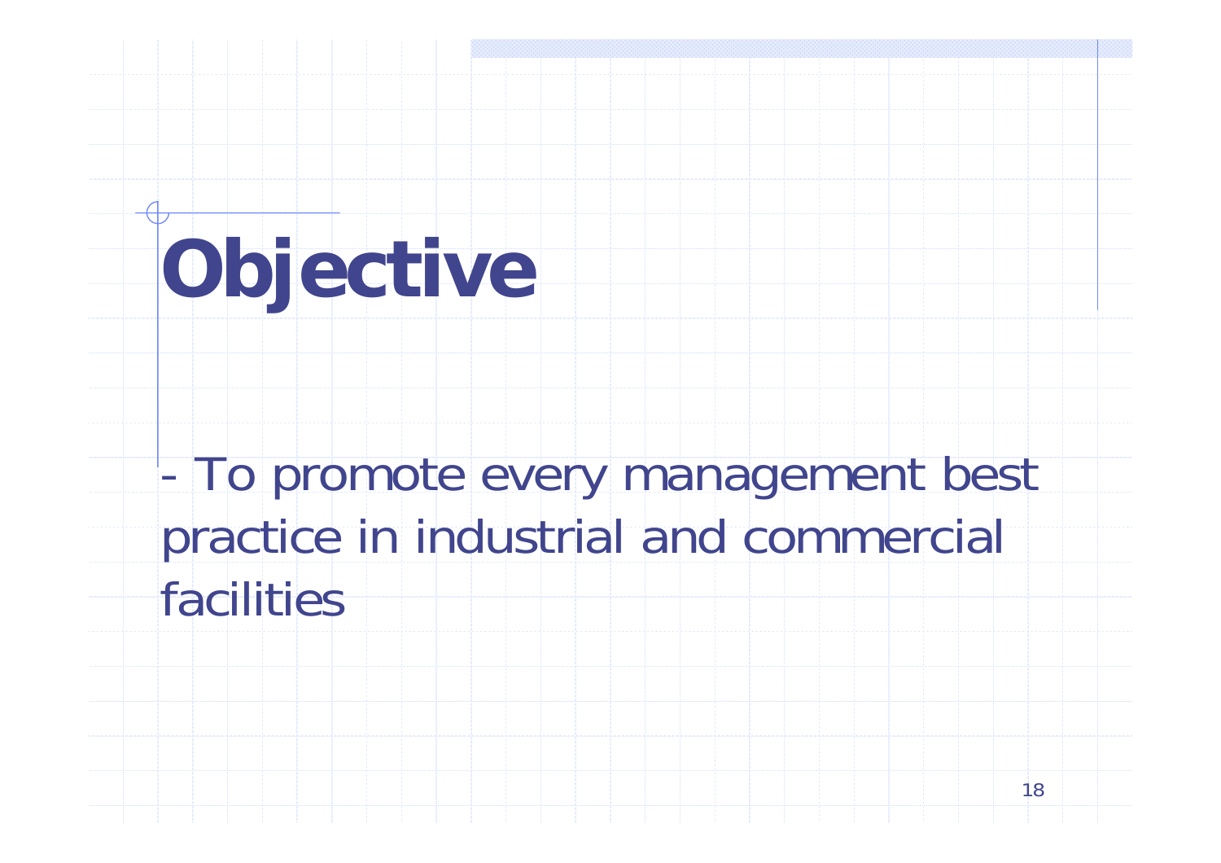# Objective

- To promote every management best practice in industrial and commercial facilities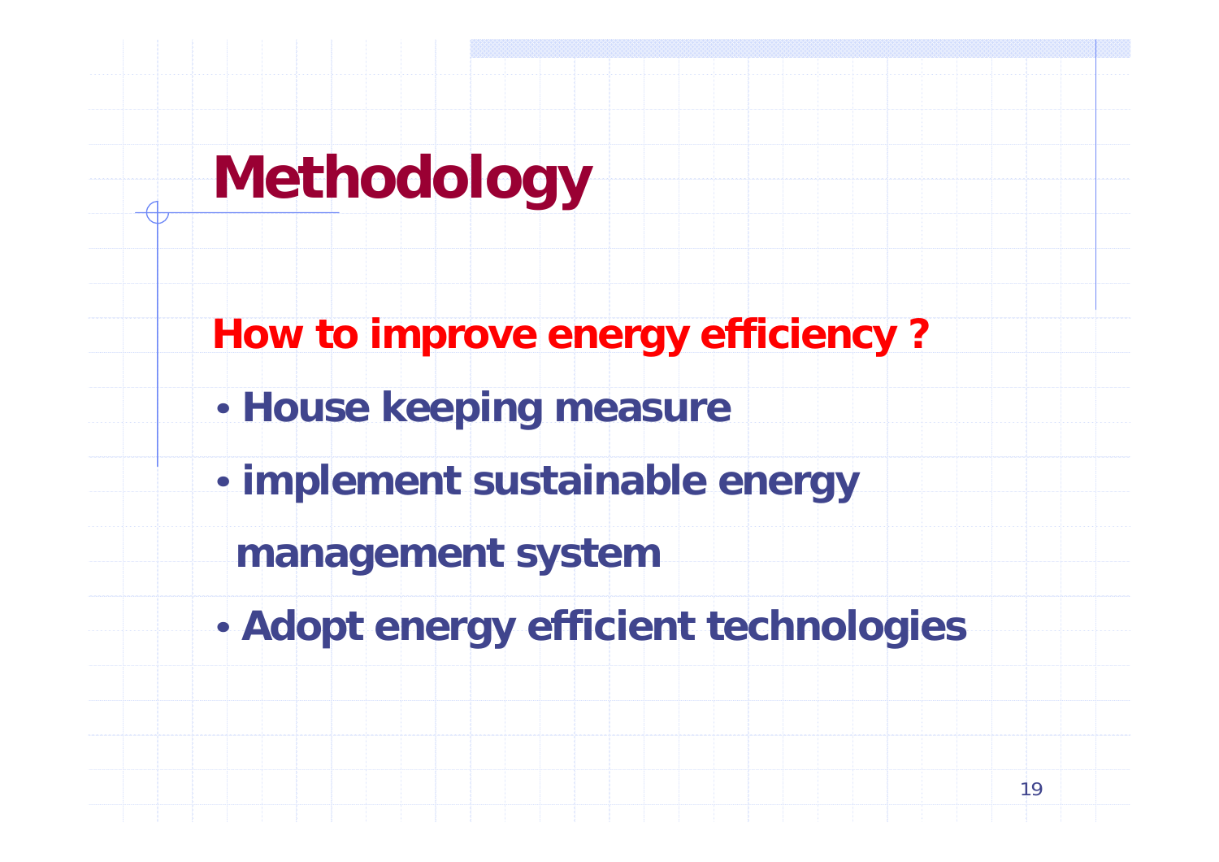# Methodology

**How to improve energy efficiency ?**

- **House keeping measure**
- **implement sustainable energy management system**
- **Adopt energy efficient technologies**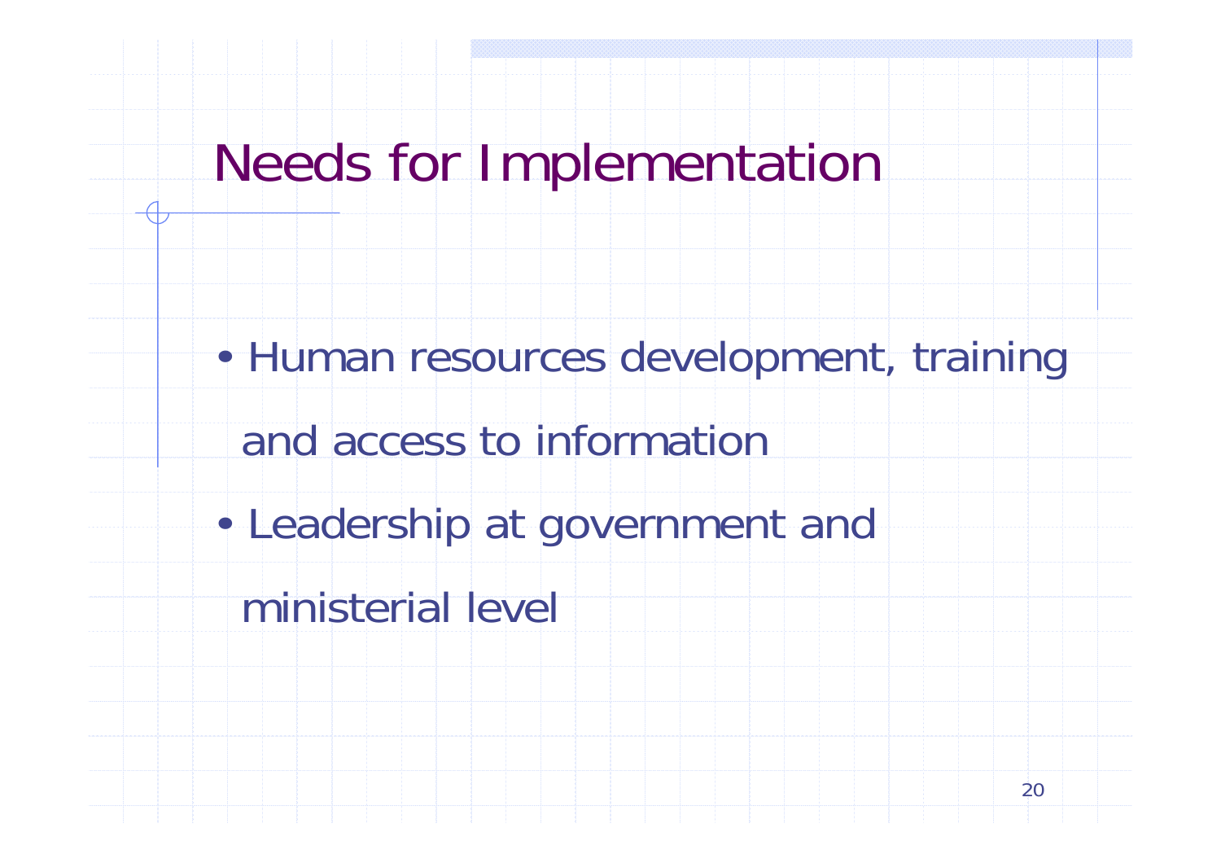# Needs for Implementation

- Human resources development, training and access to information
- Leadership at government and ministerial level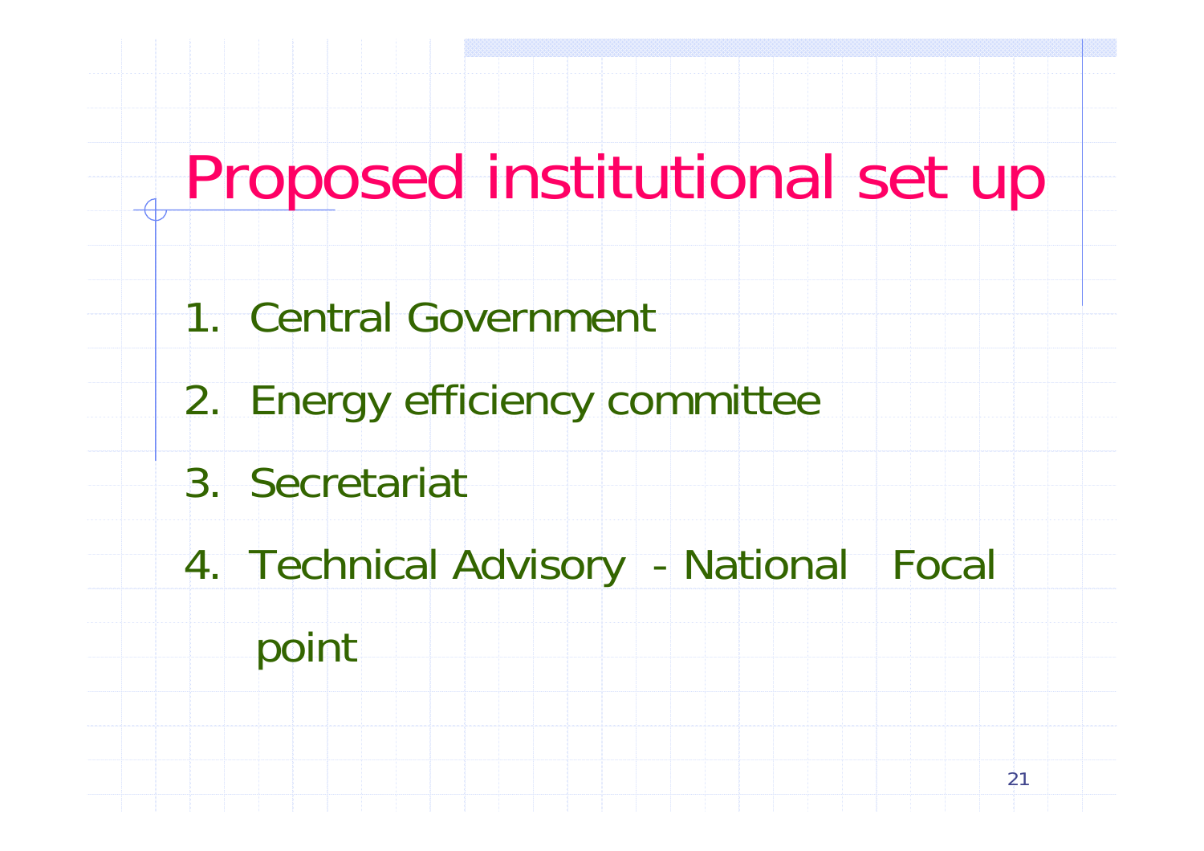# Proposed institutional set up

1. Central Government
2. Energy efficiency committee
3. Secretariat
4. Technical Advisory - National Focal point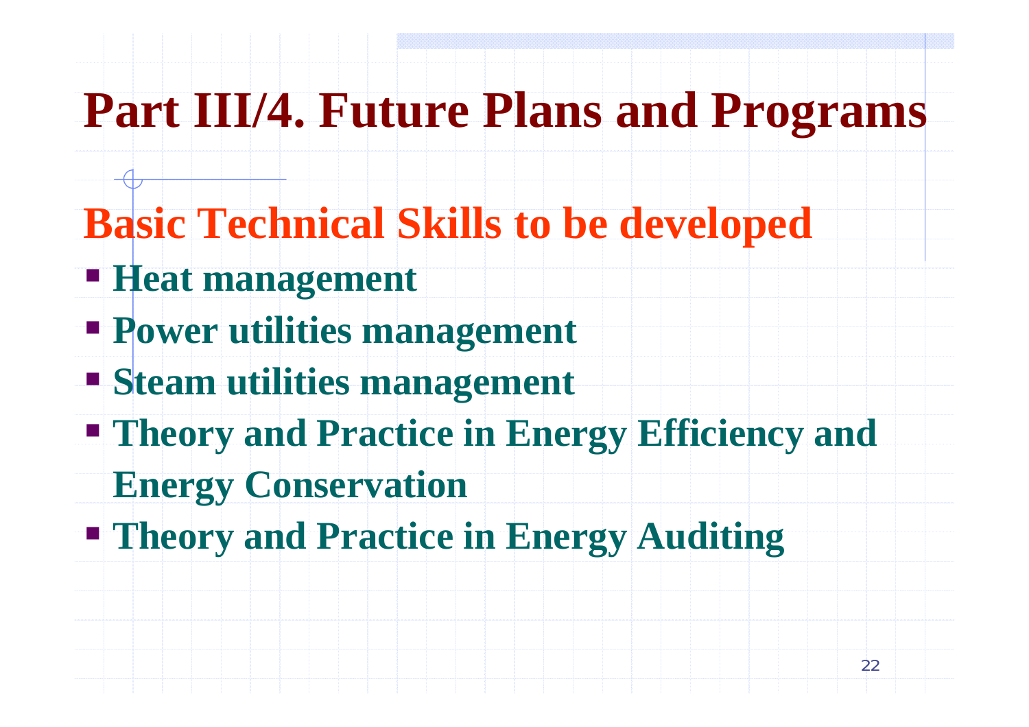# Part III/4. Future Plans and Programs

## Basic Technical Skills to be developed

- **Heat management**
- **Power utilities management**
- **Steam utilities management**
- **Theory and Practice in Energy Efficiency and Energy Conservation**
- **Theory and Practice in Energy Auditing**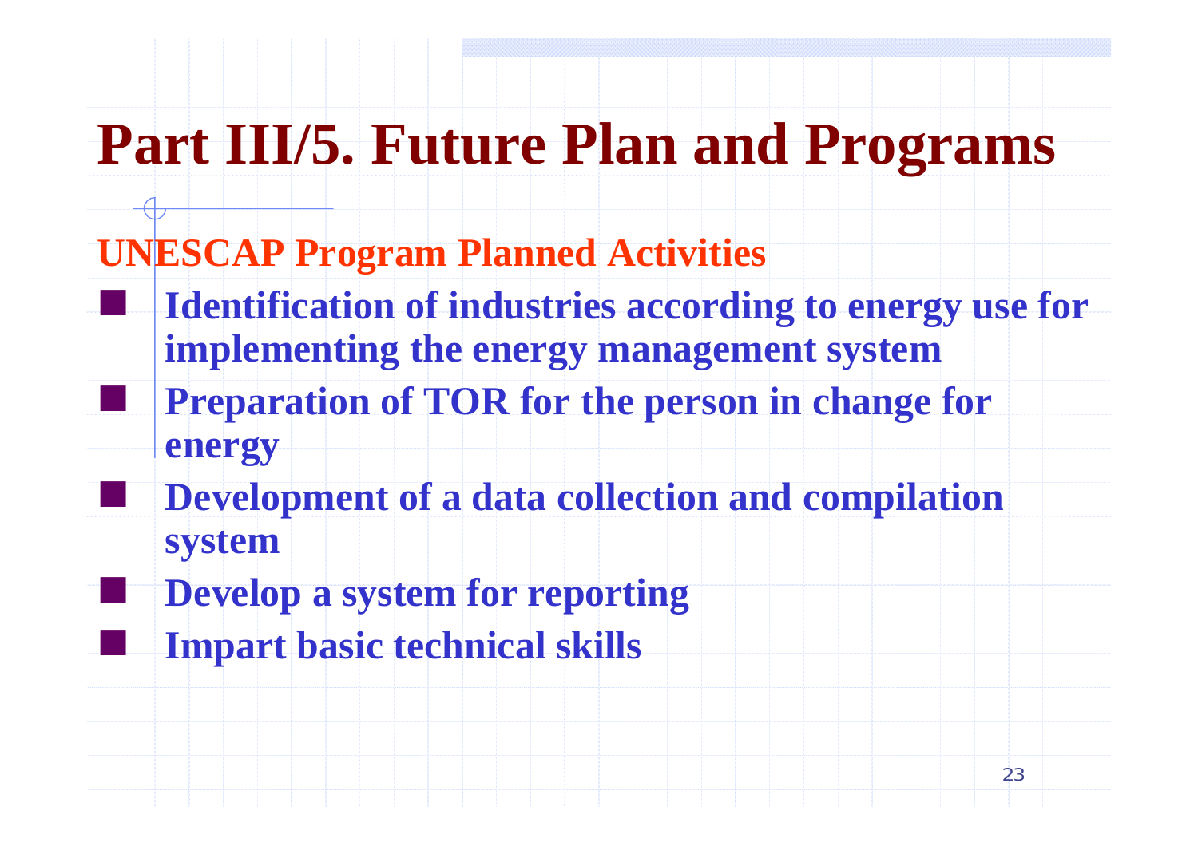# Part III/5. Future Plan and Programs

## UNESCAP Program Planned Activities

- **Identification of industries according to energy use for implementing the energy management system**
- **Preparation of TOR for the person in change for energy**
- **Development of a data collection and compilation system**
- **Develop a system for reporting**
- **Impart basic technical skills**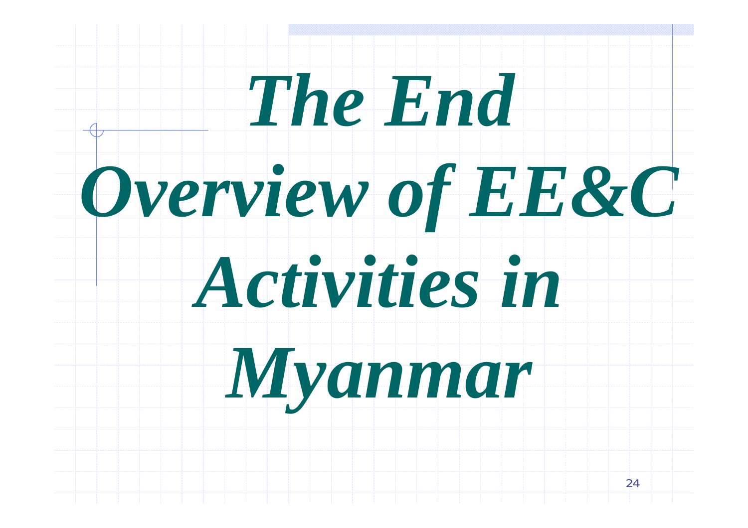# *The End*

# *Overview of EE&C Activities in Myanmar*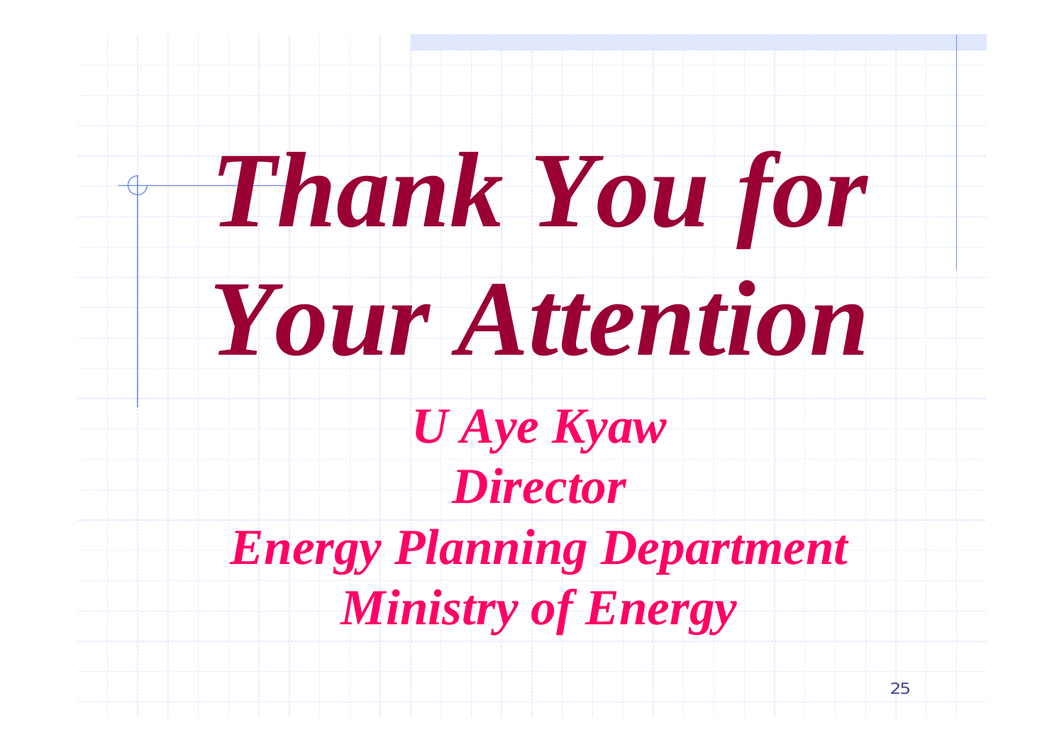# *Thank You for Your Attention*

***U Aye Kyaw***

***Director***

***Energy Planning Department***

***Ministry of Energy***